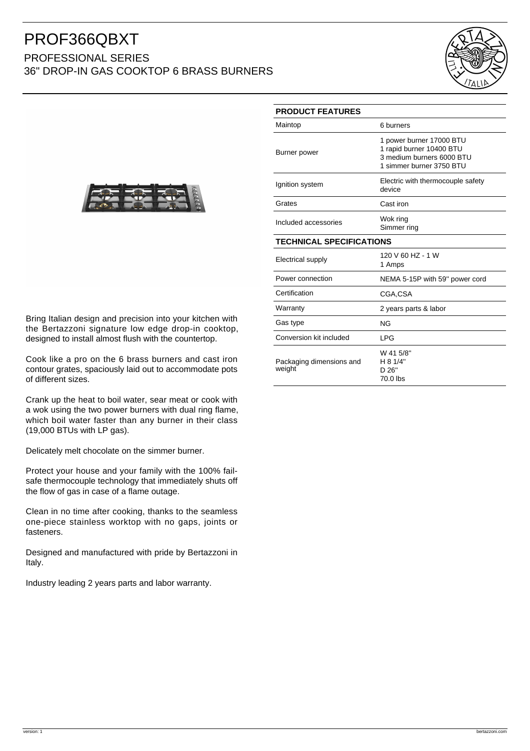# PROF366QBXT

## PROFESSIONAL SERIES
## 36" DROP-IN GAS COOKTOP 6 BRASS BURNERS

Bring Italian design and precision into your kitchen with the Bertazzoni signature low edge drop-in cooktop, designed to install almost flush with the countertop.

Cook like a pro on the 6 brass burners and cast iron contour grates, spaciously laid out to accommodate pots of different sizes.

Crank up the heat to boil water, sear meat or cook with a wok using the two power burners with dual ring flame, which boil water faster than any burner in their class (19,000 BTUs with LP gas).

Delicately melt chocolate on the simmer burner.

Protect your house and your family with the 100% fail-safe thermocouple technology that immediately shuts off the flow of gas in case of a flame outage.

Clean in no time after cooking, thanks to the seamless one-piece stainless worktop with no gaps, joints or fasteners.

Designed and manufactured with pride by Bertazzoni in Italy.

Industry leading 2 years parts and labor warranty.

| PRODUCT FEATURES | |
|---|---|
| Maintop | 6 burners |
| Burner power | 1 power burner 17000 BTU<br>1 rapid burner 10400 BTU<br>3 medium burners 6000 BTU<br>1 simmer burner 3750 BTU |
| Ignition system | Electric with thermocouple safety device |
| Grates | Cast iron |
| Included accessories | Wok ring<br>Simmer ring |

| TECHNICAL SPECIFICATIONS | |
|---|---|
| Electrical supply | 120 V 60 HZ - 1 W<br>1 Amps |
| Power connection | NEMA 5-15P with 59" power cord |
| Certification | CGA,CSA |
| Warranty | 2 years parts & labor |
| Gas type | NG |
| Conversion kit included | LPG |
| Packaging dimensions and weight | W 41 5/8"<br>H 8 1/4"<br>D 26"<br>70.0 lbs |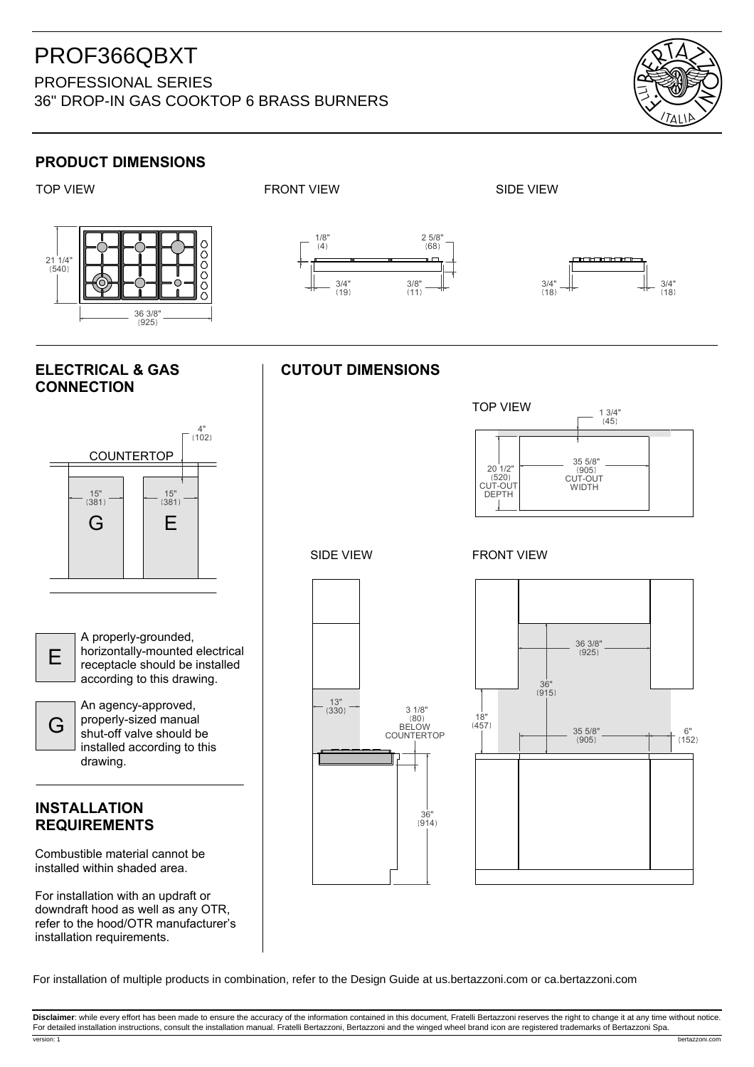# PROF366QBXT

## PROFESSIONAL SERIES
## 36" DROP-IN GAS COOKTOP 6 BRASS BURNERS

## PRODUCT DIMENSIONS

TOP VIEW

21 1/4"
(540)

36 3/8"
(925)

FRONT VIEW

1/8"
(4)

2 5/8"
(68)

3/4"
(19)

3/8"
(11)

SIDE VIEW

3/4"
(18)

3/4"
(18)

## ELECTRICAL & GAS CONNECTION

4"
(102)

COUNTERTOP

15"
(381)

15"
(381)

G

E

**E** A properly-grounded, horizontally-mounted electrical receptacle should be installed according to this drawing.

**G** An agency-approved, properly-sized manual shut-off valve should be installed according to this drawing.

## INSTALLATION REQUIREMENTS

Combustible material cannot be installed within shaded area.

For installation with an updraft or downdraft hood as well as any OTR, refer to the hood/OTR manufacturer's installation requirements.

## CUTOUT DIMENSIONS

TOP VIEW

1 3/4"
(45)

20 1/2"
(520)
CUT-OUT
DEPTH

35 5/8"
(905)
CUT-OUT
WIDTH

SIDE VIEW

13"
(330)

3 1/8"
(80)
BELOW
COUNTERTOP

36"
(914)

FRONT VIEW

36 3/8"
(925)

36"
(915)

18"
(457)

35 5/8"
(905)

6"
(152)

For installation of multiple products in combination, refer to the Design Guide at us.bertazzoni.com or ca.bertazzoni.com

**Disclaimer**: while every effort has been made to ensure the accuracy of the information contained in this document, Fratelli Bertazzoni reserves the right to change it at any time without notice. For detailed installation instructions, consult the installation manual. Fratelli Bertazzoni, Bertazzoni and the winged wheel brand icon are registered trademarks of Bertazzoni Spa.

version: 1

bertazzoni.com